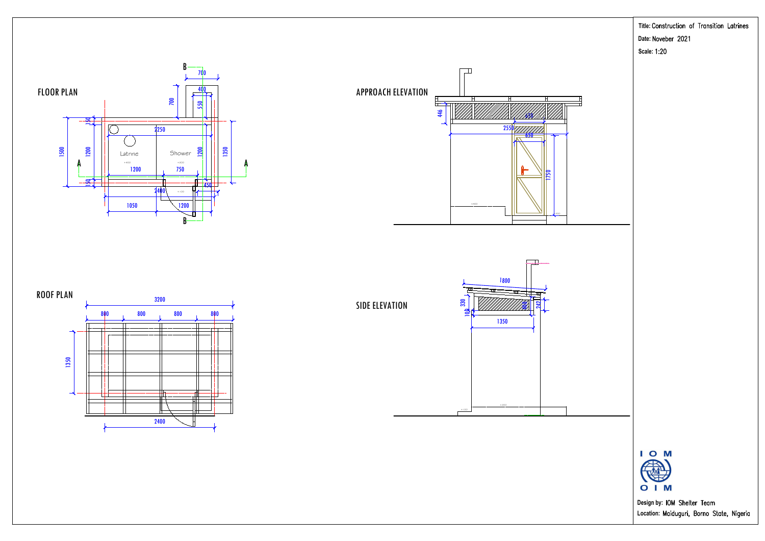Title: Construction of Transition Latrines

Date: Noveber 2021

Scale: 1:20

## FLOOR PLAN

B

700

400

700

550

150

2250

1500

1200

Latrine

Shower

1200

1350

A

A

+400

+200

1200

750

150

2400

450

+100

1050

1200

B

## ROOF PLAN

3200

800

800

800

800

1350

2400

## APPROACH ELEVATION

446

650

2550

650

1750

+400

+200

## SIDE ELEVATION

1800

330

100

242

1350

+100

+200

I O M

O I M

Design by: IOM Shelter Team

Location: Maiduguri, Borno State, Nigeria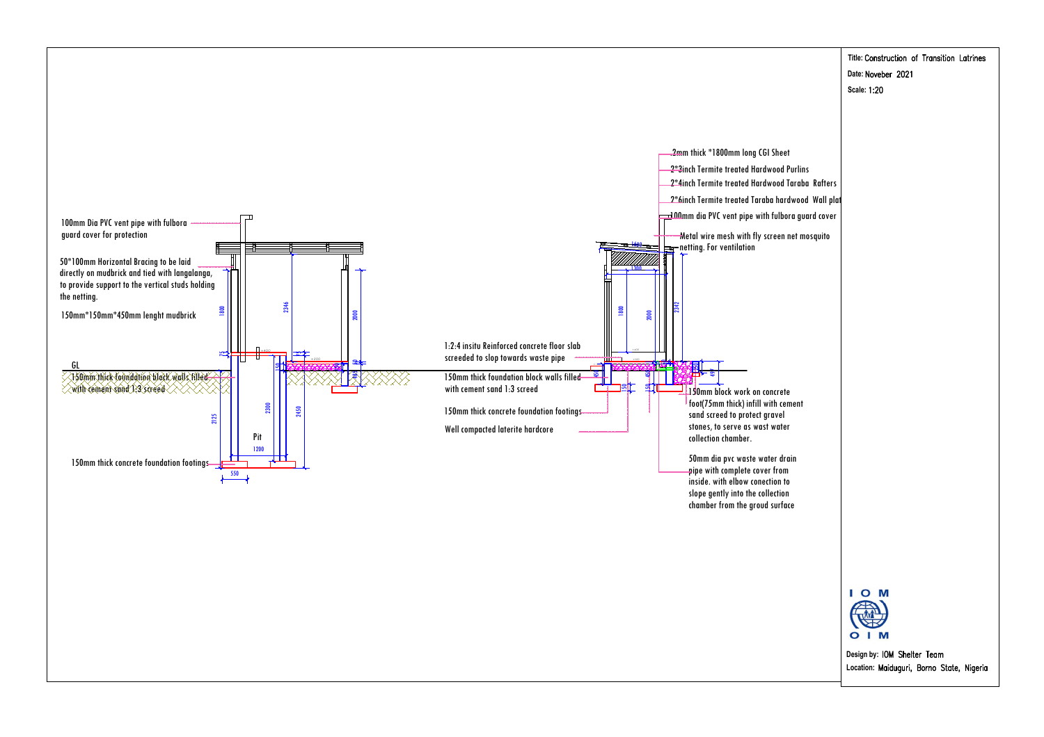Title: Construction of Transition Latrines

Date: Noveber 2021

Scale: 1:20

100mm Dia PVC vent pipe with fulbora guard cover for protection

50*100mm Horizontal Bracing to be laid directly on mudbrick and tied with langalanga, to provide support to the vertical studs holding the netting.

150mm*150mm*450mm lenght mudbrick

GL

150mm thick foundation block walls filled with cement sand 1:3 screed

Pit

150mm thick concrete foundation footings

1800

2346

2000

2300

2450

2125

1200

550

1:2:4 insitu Reinforced concrete floor slab screeded to slop towards waste pipe

150mm thick foundation block walls filled with cement sand 1:3 screed

150mm thick concrete foundation footings

Well compacted laterite hardcore

2mm thick *1800mm long CGI Sheet

2*3inch Termite treated Hardwood Purlins

2*4inch Termite treated Hardwood Taraba Rafters

2*6inch Termite treated Taraba hardwood Wall plat

100mm dia PVC vent pipe with fulbora guard cover

Metal wire mesh with fly screen net mosquito netting. For ventilation

1800

2000

2342

150mm block work on concrete foot(75mm thick) infill with cement sand screed to protect gravel stones, to serve as wast water collection chamber.

50mm dia pvc waste water drain pipe with complete cover from inside. with elbow conection to slope gently into the collection chamber from the groud surface

Design by: IOM Shelter Team

Location: Maiduguri, Borno State, Nigeria